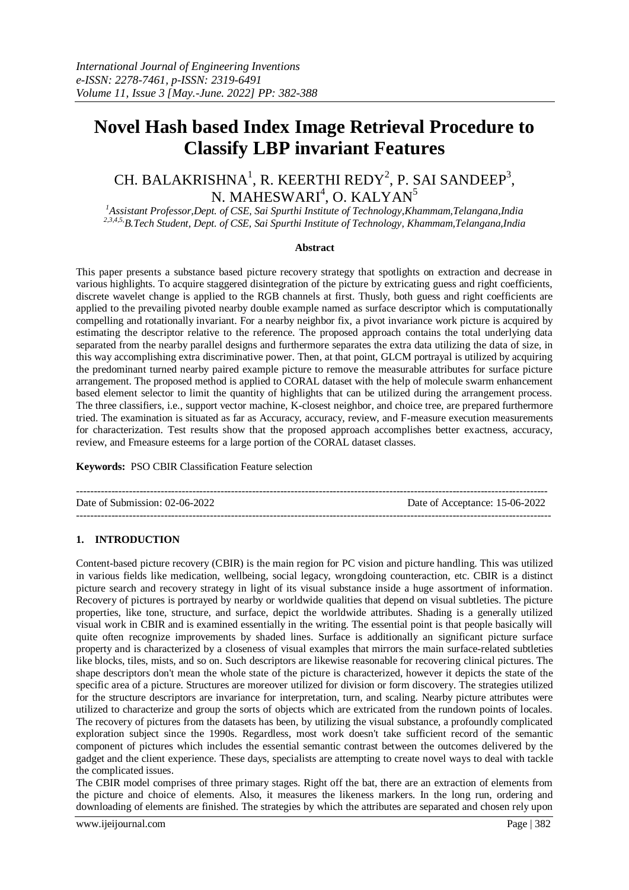# Novel Hash based Index Image Retrieval Procedure to Classify LBP invariant Features

CH. BALAKRISHNA[1], R. KEERTHI REDY[2], P. SAI SANDEEP[3], N. MAHESWARI[4], O. KALYAN[5]

*[1]Assistant Professor,Dept. of CSE, Sai Spurthi Institute of Technology,Khammam,Telangana,India*
*[2,3,4,5,]B.Tech Student, Dept. of CSE, Sai Spurthi Institute of Technology, Khammam,Telangana,India*

**Abstract**

This paper presents a substance based picture recovery strategy that spotlights on extraction and decrease in various highlights. To acquire staggered disintegration of the picture by extricating guess and right coefficients, discrete wavelet change is applied to the RGB channels at first. Thusly, both guess and right coefficients are applied to the prevailing pivoted nearby double example named as surface descriptor which is computationally compelling and rotationally invariant. For a nearby neighbor fix, a pivot invariance work picture is acquired by estimating the descriptor relative to the reference. The proposed approach contains the total underlying data separated from the nearby parallel designs and furthermore separates the extra data utilizing the data of size, in this way accomplishing extra discriminative power. Then, at that point, GLCM portrayal is utilized by acquiring the predominant turned nearby paired example picture to remove the measurable attributes for surface picture arrangement. The proposed method is applied to CORAL dataset with the help of molecule swarm enhancement based element selector to limit the quantity of highlights that can be utilized during the arrangement process. The three classifiers, i.e., support vector machine, K-closest neighbor, and choice tree, are prepared furthermore tried. The examination is situated as far as Accuracy, accuracy, review, and F-measure execution measurements for characterization. Test results show that the proposed approach accomplishes better exactness, accuracy, review, and Fmeasure esteems for a large portion of the CORAL dataset classes.

**Keywords:** PSO CBIR Classification Feature selection

---

Date of Submission: 02-06-2022 | Date of Acceptance: 15-06-2022

---

## 1. INTRODUCTION

Content-based picture recovery (CBIR) is the main region for PC vision and picture handling. This was utilized in various fields like medication, wellbeing, social legacy, wrongdoing counteraction, etc. CBIR is a distinct picture search and recovery strategy in light of its visual substance inside a huge assortment of information. Recovery of pictures is portrayed by nearby or worldwide qualities that depend on visual subtleties. The picture properties, like tone, structure, and surface, depict the worldwide attributes. Shading is a generally utilized visual work in CBIR and is examined essentially in the writing. The essential point is that people basically will quite often recognize improvements by shaded lines. Surface is additionally an significant picture surface property and is characterized by a closeness of visual examples that mirrors the main surface-related subtleties like blocks, tiles, mists, and so on. Such descriptors are likewise reasonable for recovering clinical pictures. The shape descriptors don't mean the whole state of the picture is characterized, however it depicts the state of the specific area of a picture. Structures are moreover utilized for division or form discovery. The strategies utilized for the structure descriptors are invariance for interpretation, turn, and scaling. Nearby picture attributes were utilized to characterize and group the sorts of objects which are extricated from the rundown points of locales. The recovery of pictures from the datasets has been, by utilizing the visual substance, a profoundly complicated exploration subject since the 1990s. Regardless, most work doesn't take sufficient record of the semantic component of pictures which includes the essential semantic contrast between the outcomes delivered by the gadget and the client experience. These days, specialists are attempting to create novel ways to deal with tackle the complicated issues.

The CBIR model comprises of three primary stages. Right off the bat, there are an extraction of elements from the picture and choice of elements. Also, it measures the likeness markers. In the long run, ordering and downloading of elements are finished. The strategies by which the attributes are separated and chosen rely upon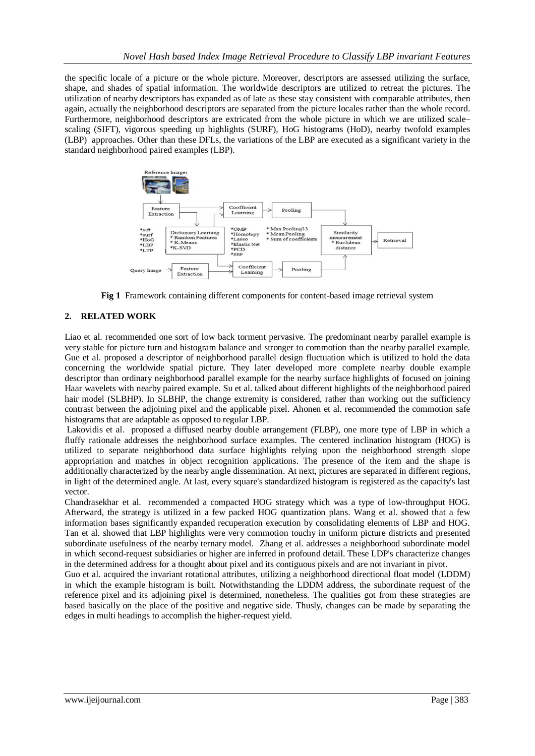the specific locale of a picture or the whole picture. Moreover, descriptors are assessed utilizing the surface, shape, and shades of spatial information. The worldwide descriptors are utilized to retreat the pictures. The utilization of nearby descriptors has expanded as of late as these stay consistent with comparable attributes, then again, actually the neighborhood descriptors are separated from the picture locales rather than the whole record. Furthermore, neighborhood descriptors are extricated from the whole picture in which we are utilized scale–scaling (SIFT), vigorous speeding up highlights (SURF), HoG histograms (HoD), nearby twofold examples (LBP) approaches. Other than these DFLs, the variations of the LBP are executed as a significant variety in the standard neighborhood paired examples (LBP).

**Fig 1** Framework containing different components for content-based image retrieval system

## 2. RELATED WORK

Liao et al. recommended one sort of low back torment pervasive. The predominant nearby parallel example is very stable for picture turn and histogram balance and stronger to commotion than the nearby parallel example. Gue et al. proposed a descriptor of neighborhood parallel design fluctuation which is utilized to hold the data concerning the worldwide spatial picture. They later developed more complete nearby double example descriptor than ordinary neighborhood parallel example for the nearby surface highlights of focused on joining Haar wavelets with nearby paired example. Su et al. talked about different highlights of the neighborhood paired hair model (SLBHP). In SLBHP, the change extremity is considered, rather than working out the sufficiency contrast between the adjoining pixel and the applicable pixel. Ahonen et al. recommended the commotion safe histograms that are adaptable as opposed to regular LBP.

Lakovidis et al. proposed a diffused nearby double arrangement (FLBP), one more type of LBP in which a fluffy rationale addresses the neighborhood surface examples. The centered inclination histogram (HOG) is utilized to separate neighborhood data surface highlights relying upon the neighborhood strength slope appropriation and matches in object recognition applications. The presence of the item and the shape is additionally characterized by the nearby angle dissemination. At next, pictures are separated in different regions, in light of the determined angle. At last, every square's standardized histogram is registered as the capacity's last vector.

Chandrasekhar et al. recommended a compacted HOG strategy which was a type of low-throughput HOG. Afterward, the strategy is utilized in a few packed HOG quantization plans. Wang et al. showed that a few information bases significantly expanded recuperation execution by consolidating elements of LBP and HOG. Tan et al. showed that LBP highlights were very commotion touchy in uniform picture districts and presented subordinate usefulness of the nearby ternary model. Zhang et al. addresses a neighborhood subordinate model in which second-request subsidiaries or higher are inferred in profound detail. These LDP's characterize changes in the determined address for a thought about pixel and its contiguous pixels and are not invariant in pivot.

Guo et al. acquired the invariant rotational attributes, utilizing a neighborhood directional float model (LDDM) in which the example histogram is built. Notwithstanding the LDDM address, the subordinate request of the reference pixel and its adjoining pixel is determined, nonetheless. The qualities got from these strategies are based basically on the place of the positive and negative side. Thusly, changes can be made by separating the edges in multi headings to accomplish the higher-request yield.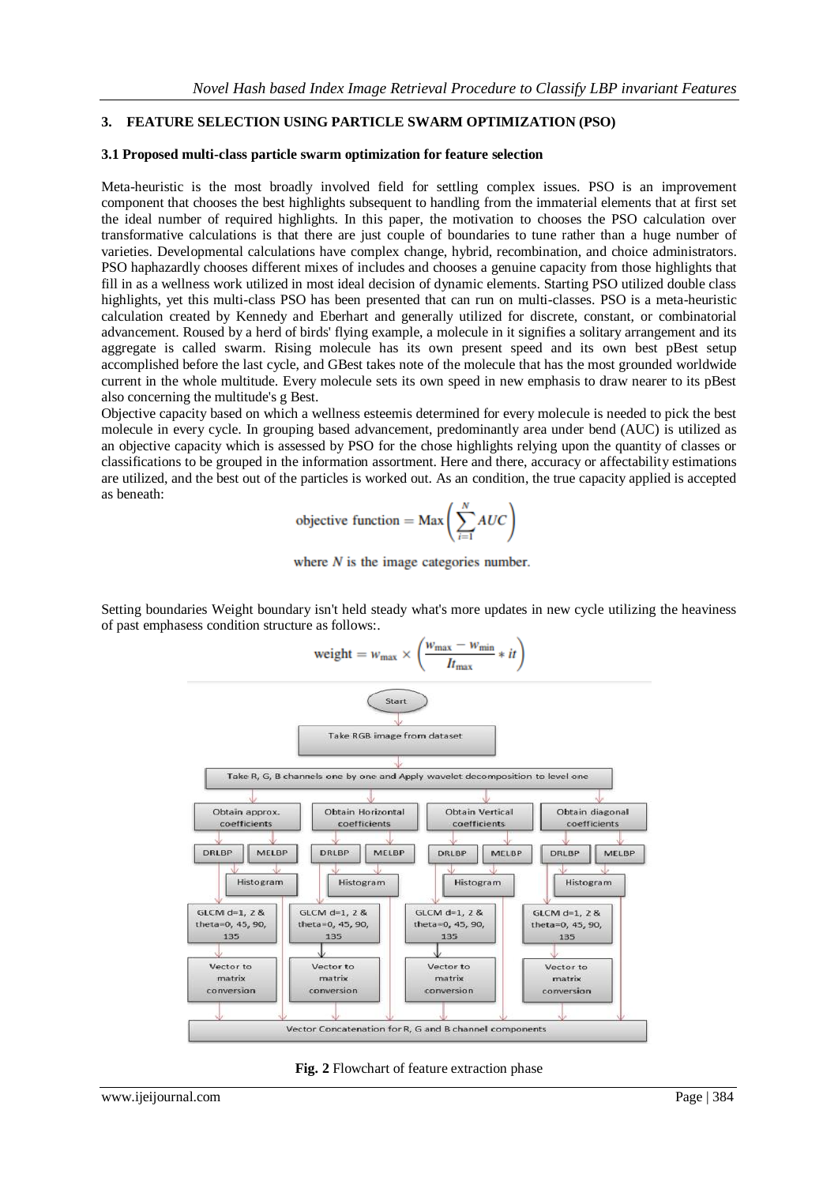## 3. FEATURE SELECTION USING PARTICLE SWARM OPTIMIZATION (PSO)

### 3.1 Proposed multi-class particle swarm optimization for feature selection

Meta-heuristic is the most broadly involved field for settling complex issues. PSO is an improvement component that chooses the best highlights subsequent to handling from the immaterial elements that at first set the ideal number of required highlights. In this paper, the motivation to chooses the PSO calculation over transformative calculations is that there are just couple of boundaries to tune rather than a huge number of varieties. Developmental calculations have complex change, hybrid, recombination, and choice administrators. PSO haphazardly chooses different mixes of includes and chooses a genuine capacity from those highlights that fill in as a wellness work utilized in most ideal decision of dynamic elements. Starting PSO utilized double class highlights, yet this multi-class PSO has been presented that can run on multi-classes. PSO is a meta-heuristic calculation created by Kennedy and Eberhart and generally utilized for discrete, constant, or combinatorial advancement. Roused by a herd of birds' flying example, a molecule in it signifies a solitary arrangement and its aggregate is called swarm. Rising molecule has its own present speed and its own best pBest setup accomplished before the last cycle, and GBest takes note of the molecule that has the most grounded worldwide current in the whole multitude. Every molecule sets its own speed in new emphasis to draw nearer to its pBest also concerning the multitude's g Best.

Objective capacity based on which a wellness esteemis determined for every molecule is needed to pick the best molecule in every cycle. In grouping based advancement, predominantly area under bend (AUC) is utilized as an objective capacity which is assessed by PSO for the chose highlights relying upon the quantity of classes or classifications to be grouped in the information assortment. Here and there, accuracy or affectability estimations are utilized, and the best out of the particles is worked out. As an condition, the true capacity applied is accepted as beneath:

$$\text{objective function} = \text{Max}\left(\sum_{i=1}^{N} AUC\right)$$

where $N$ is the image categories number.

Setting boundaries Weight boundary isn't held steady what's more updates in new cycle utilizing the heaviness of past emphasess condition structure as follows:.

$$\text{weight} = w_{\max} \times \left(\frac{w_{\max} - w_{\min}}{It_{\max}} * it\right)$$

Start → Take RGB image from dataset → Take R, G, B channels one by one and Apply wavelet decomposition to level one → Obtain approx. coefficients / Obtain Horizontal coefficients / Obtain Vertical coefficients / Obtain diagonal coefficients → DRLBP, MELBP → Histogram → GLCM d=1, 2 & theta=0, 45, 90, 135 → Vector to matrix conversion → Vector Concatenation for R, G and B channel components

**Fig. 2** Flowchart of feature extraction phase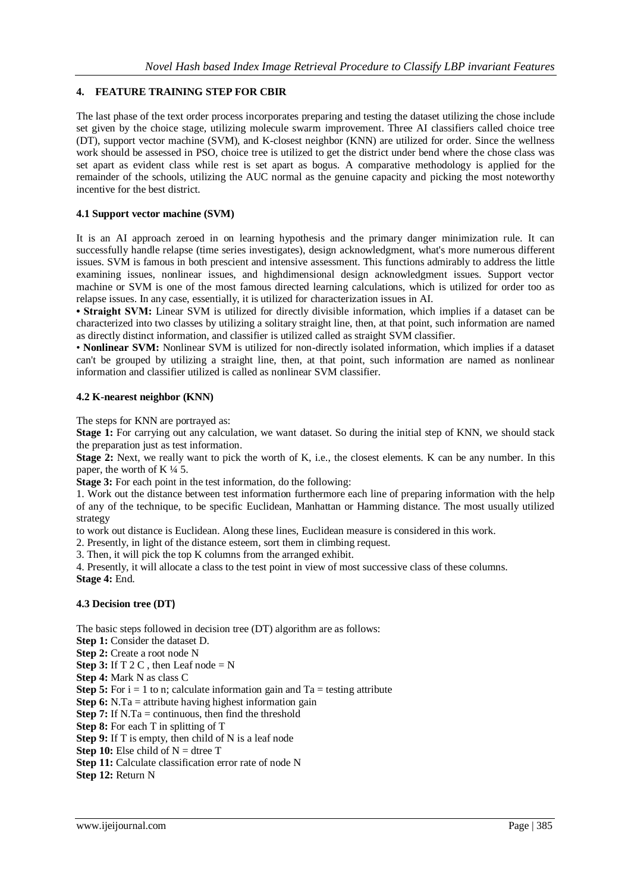## 4. FEATURE TRAINING STEP FOR CBIR

The last phase of the text order process incorporates preparing and testing the dataset utilizing the chose include set given by the choice stage, utilizing molecule swarm improvement. Three AI classifiers called choice tree (DT), support vector machine (SVM), and K-closest neighbor (KNN) are utilized for order. Since the wellness work should be assessed in PSO, choice tree is utilized to get the district under bend where the chose class was set apart as evident class while rest is set apart as bogus. A comparative methodology is applied for the remainder of the schools, utilizing the AUC normal as the genuine capacity and picking the most noteworthy incentive for the best district.

### 4.1 Support vector machine (SVM)

It is an AI approach zeroed in on learning hypothesis and the primary danger minimization rule. It can successfully handle relapse (time series investigates), design acknowledgment, what's more numerous different issues. SVM is famous in both prescient and intensive assessment. This functions admirably to address the little examining issues, nonlinear issues, and highdimensional design acknowledgment issues. Support vector machine or SVM is one of the most famous directed learning calculations, which is utilized for order too as relapse issues. In any case, essentially, it is utilized for characterization issues in AI.

- **Straight SVM:** Linear SVM is utilized for directly divisible information, which implies if a dataset can be characterized into two classes by utilizing a solitary straight line, then, at that point, such information are named as directly distinct information, and classifier is utilized called as straight SVM classifier.
- **Nonlinear SVM:** Nonlinear SVM is utilized for non-directly isolated information, which implies if a dataset can't be grouped by utilizing a straight line, then, at that point, such information are named as nonlinear information and classifier utilized is called as nonlinear SVM classifier.

### 4.2 K-nearest neighbor (KNN)

The steps for KNN are portrayed as:

**Stage 1:** For carrying out any calculation, we want dataset. So during the initial step of KNN, we should stack the preparation just as test information.

**Stage 2:** Next, we really want to pick the worth of K, i.e., the closest elements. K can be any number. In this paper, the worth of K ¼ 5.

**Stage 3:** For each point in the test information, do the following:

1. Work out the distance between test information furthermore each line of preparing information with the help of any of the technique, to be specific Euclidean, Manhattan or Hamming distance. The most usually utilized strategy to work out distance is Euclidean. Along these lines, Euclidean measure is considered in this work.
2. Presently, in light of the distance esteem, sort them in climbing request.
3. Then, it will pick the top K columns from the arranged exhibit.
4. Presently, it will allocate a class to the test point in view of most successive class of these columns.

**Stage 4:** End.

### 4.3 Decision tree (DT)

The basic steps followed in decision tree (DT) algorithm are as follows:

**Step 1:** Consider the dataset D.
**Step 2:** Create a root node N
**Step 3:** If T 2 C , then Leaf node = N
**Step 4:** Mark N as class C
**Step 5:** For i = 1 to n; calculate information gain and Ta = testing attribute
**Step 6:** N.Ta = attribute having highest information gain
**Step 7:** If N.Ta = continuous, then find the threshold
**Step 8:** For each T in splitting of T
**Step 9:** If T is empty, then child of N is a leaf node
**Step 10:** Else child of N = dtree T
**Step 11:** Calculate classification error rate of node N
**Step 12:** Return N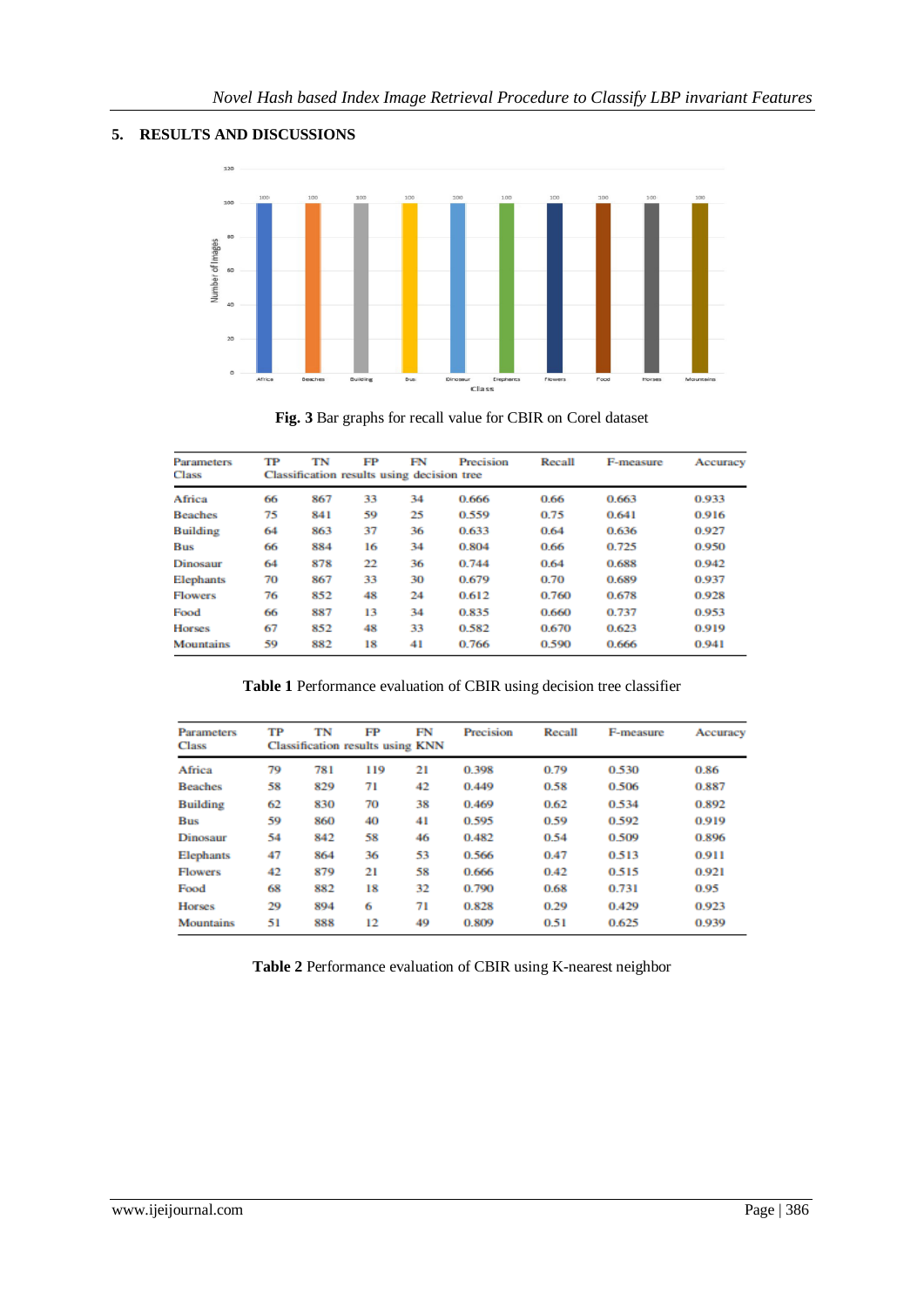## 5. RESULTS AND DISCUSSIONS

**Fig. 3** Bar graphs for recall value for CBIR on Corel dataset

| Parameters Class | TP | TN | FP | FN | Precision | Recall | F-measure | Accuracy |
|---|---|---|---|---|---|---|---|---|
| | Classification results using decision tree | | | | | | | |
| Africa | 66 | 867 | 33 | 34 | 0.666 | 0.66 | 0.663 | 0.933 |
| Beaches | 75 | 841 | 59 | 25 | 0.559 | 0.75 | 0.641 | 0.916 |
| Building | 64 | 863 | 37 | 36 | 0.633 | 0.64 | 0.636 | 0.927 |
| Bus | 66 | 884 | 16 | 34 | 0.804 | 0.66 | 0.725 | 0.950 |
| Dinosaur | 64 | 878 | 22 | 36 | 0.744 | 0.64 | 0.688 | 0.942 |
| Elephants | 70 | 867 | 33 | 30 | 0.679 | 0.70 | 0.689 | 0.937 |
| Flowers | 76 | 852 | 48 | 24 | 0.612 | 0.760 | 0.678 | 0.928 |
| Food | 66 | 887 | 13 | 34 | 0.835 | 0.660 | 0.737 | 0.953 |
| Horses | 67 | 852 | 48 | 33 | 0.582 | 0.670 | 0.623 | 0.919 |
| Mountains | 59 | 882 | 18 | 41 | 0.766 | 0.590 | 0.666 | 0.941 |

**Table 1** Performance evaluation of CBIR using decision tree classifier

| Parameters Class | TP | TN | FP | FN | Precision | Recall | F-measure | Accuracy |
|---|---|---|---|---|---|---|---|---|
| | Classification results using KNN | | | | | | | |
| Africa | 79 | 781 | 119 | 21 | 0.398 | 0.79 | 0.530 | 0.86 |
| Beaches | 58 | 829 | 71 | 42 | 0.449 | 0.58 | 0.506 | 0.887 |
| Building | 62 | 830 | 70 | 38 | 0.469 | 0.62 | 0.534 | 0.892 |
| Bus | 59 | 860 | 40 | 41 | 0.595 | 0.59 | 0.592 | 0.919 |
| Dinosaur | 54 | 842 | 58 | 46 | 0.482 | 0.54 | 0.509 | 0.896 |
| Elephants | 47 | 864 | 36 | 53 | 0.566 | 0.47 | 0.513 | 0.911 |
| Flowers | 42 | 879 | 21 | 58 | 0.666 | 0.42 | 0.515 | 0.921 |
| Food | 68 | 882 | 18 | 32 | 0.790 | 0.68 | 0.731 | 0.95 |
| Horses | 29 | 894 | 6 | 71 | 0.828 | 0.29 | 0.429 | 0.923 |
| Mountains | 51 | 888 | 12 | 49 | 0.809 | 0.51 | 0.625 | 0.939 |

**Table 2** Performance evaluation of CBIR using K-nearest neighbor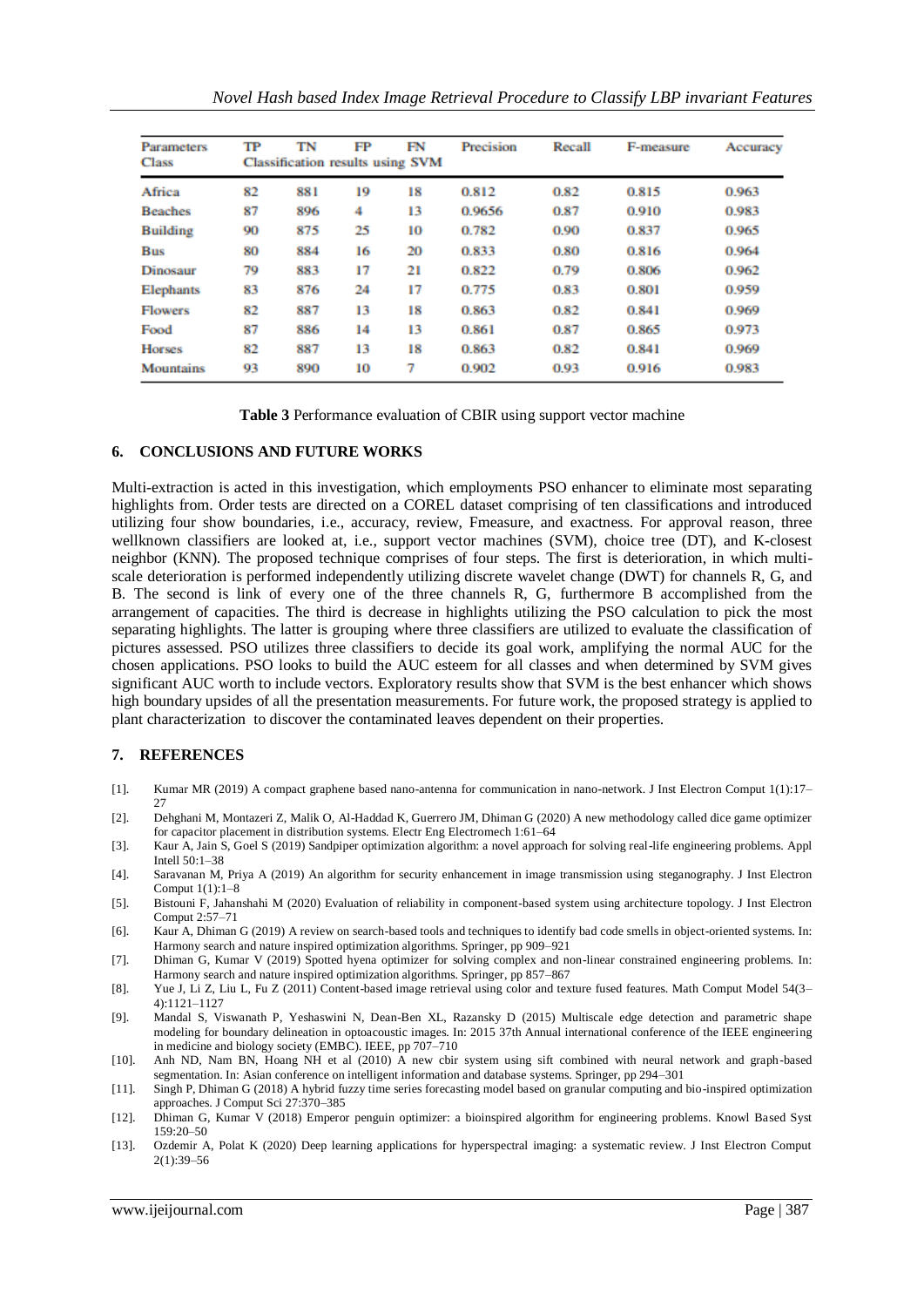| Parameters Class | TP | TN | FP | FN | Precision | Recall | F-measure | Accuracy |
|---|---|---|---|---|---|---|---|---|
| | Classification results using SVM | | | | | | | |
| Africa | 82 | 881 | 19 | 18 | 0.812 | 0.82 | 0.815 | 0.963 |
| Beaches | 87 | 896 | 4 | 13 | 0.9656 | 0.87 | 0.910 | 0.983 |
| Building | 90 | 875 | 25 | 10 | 0.782 | 0.90 | 0.837 | 0.965 |
| Bus | 80 | 884 | 16 | 20 | 0.833 | 0.80 | 0.816 | 0.964 |
| Dinosaur | 79 | 883 | 17 | 21 | 0.822 | 0.79 | 0.806 | 0.962 |
| Elephants | 83 | 876 | 24 | 17 | 0.775 | 0.83 | 0.801 | 0.959 |
| Flowers | 82 | 887 | 13 | 18 | 0.863 | 0.82 | 0.841 | 0.969 |
| Food | 87 | 886 | 14 | 13 | 0.861 | 0.87 | 0.865 | 0.973 |
| Horses | 82 | 887 | 13 | 18 | 0.863 | 0.82 | 0.841 | 0.969 |
| Mountains | 93 | 890 | 10 | 7 | 0.902 | 0.93 | 0.916 | 0.983 |

**Table 3** Performance evaluation of CBIR using support vector machine

## 6. CONCLUSIONS AND FUTURE WORKS

Multi-extraction is acted in this investigation, which employments PSO enhancer to eliminate most separating highlights from. Order tests are directed on a COREL dataset comprising of ten classifications and introduced utilizing four show boundaries, i.e., accuracy, review, Fmeasure, and exactness. For approval reason, three wellknown classifiers are looked at, i.e., support vector machines (SVM), choice tree (DT), and K-closest neighbor (KNN). The proposed technique comprises of four steps. The first is deterioration, in which multi-scale deterioration is performed independently utilizing discrete wavelet change (DWT) for channels R, G, and B. The second is link of every one of the three channels R, G, furthermore B accomplished from the arrangement of capacities. The third is decrease in highlights utilizing the PSO calculation to pick the most separating highlights. The latter is grouping where three classifiers are utilized to evaluate the classification of pictures assessed. PSO utilizes three classifiers to decide its goal work, amplifying the normal AUC for the chosen applications. PSO looks to build the AUC esteem for all classes and when determined by SVM gives significant AUC worth to include vectors. Exploratory results show that SVM is the best enhancer which shows high boundary upsides of all the presentation measurements. For future work, the proposed strategy is applied to plant characterization to discover the contaminated leaves dependent on their properties.

## 7. REFERENCES

[1]. Kumar MR (2019) A compact graphene based nano-antenna for communication in nano-network. J Inst Electron Comput 1(1):17–27

[2]. Dehghani M, Montazeri Z, Malik O, Al-Haddad K, Guerrero JM, Dhiman G (2020) A new methodology called dice game optimizer for capacitor placement in distribution systems. Electr Eng Electromech 1:61–64

[3]. Kaur A, Jain S, Goel S (2019) Sandpiper optimization algorithm: a novel approach for solving real-life engineering problems. Appl Intell 50:1–38

[4]. Saravanan M, Priya A (2019) An algorithm for security enhancement in image transmission using steganography. J Inst Electron Comput 1(1):1–8

[5]. Bistouni F, Jahanshahi M (2020) Evaluation of reliability in component-based system using architecture topology. J Inst Electron Comput 2:57–71

[6]. Kaur A, Dhiman G (2019) A review on search-based tools and techniques to identify bad code smells in object-oriented systems. In: Harmony search and nature inspired optimization algorithms. Springer, pp 909–921

[7]. Dhiman G, Kumar V (2019) Spotted hyena optimizer for solving complex and non-linear constrained engineering problems. In: Harmony search and nature inspired optimization algorithms. Springer, pp 857–867

[8]. Yue J, Li Z, Liu L, Fu Z (2011) Content-based image retrieval using color and texture fused features. Math Comput Model 54(3–4):1121–1127

[9]. Mandal S, Viswanath P, Yeshaswini N, Dean-Ben XL, Razansky D (2015) Multiscale edge detection and parametric shape modeling for boundary delineation in optoacoustic images. In: 2015 37th Annual international conference of the IEEE engineering in medicine and biology society (EMBC). IEEE, pp 707–710

[10]. Anh ND, Nam BN, Hoang NH et al (2010) A new cbir system using sift combined with neural network and graph-based segmentation. In: Asian conference on intelligent information and database systems. Springer, pp 294–301

[11]. Singh P, Dhiman G (2018) A hybrid fuzzy time series forecasting model based on granular computing and bio-inspired optimization approaches. J Comput Sci 27:370–385

[12]. Dhiman G, Kumar V (2018) Emperor penguin optimizer: a bioinspired algorithm for engineering problems. Knowl Based Syst 159:20–50

[13]. Ozdemir A, Polat K (2020) Deep learning applications for hyperspectral imaging: a systematic review. J Inst Electron Comput 2(1):39–56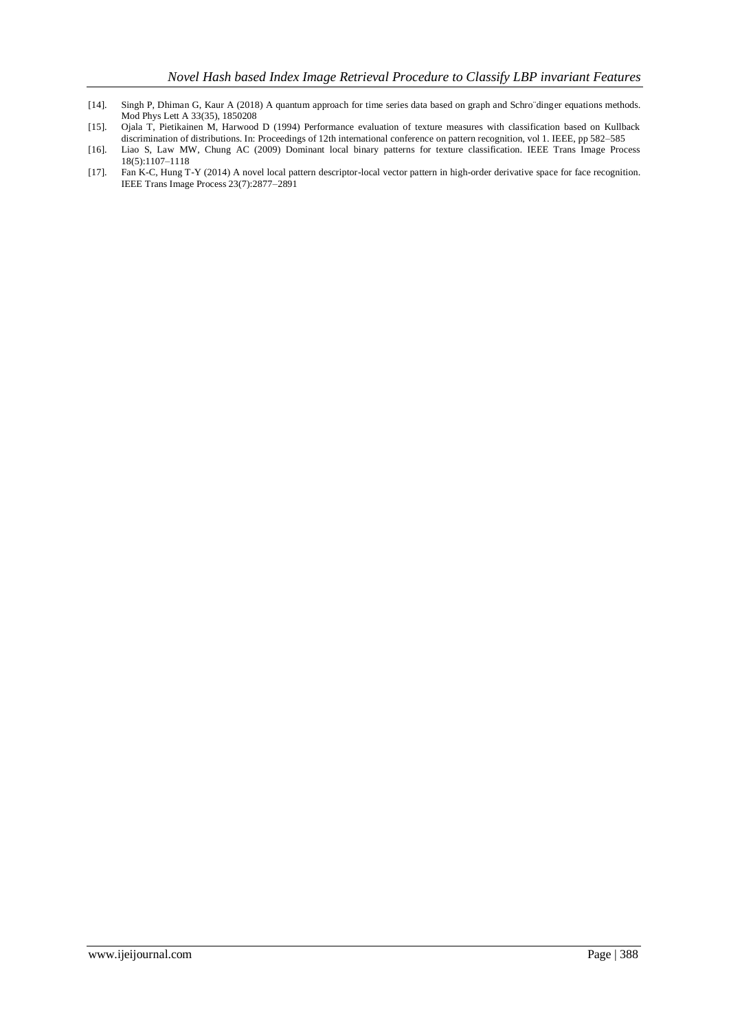[14]. Singh P, Dhiman G, Kaur A (2018) A quantum approach for time series data based on graph and Schro¨dinger equations methods. Mod Phys Lett A 33(35), 1850208

[15]. Ojala T, Pietikainen M, Harwood D (1994) Performance evaluation of texture measures with classification based on Kullback discrimination of distributions. In: Proceedings of 12th international conference on pattern recognition, vol 1. IEEE, pp 582–585

[16]. Liao S, Law MW, Chung AC (2009) Dominant local binary patterns for texture classification. IEEE Trans Image Process 18(5):1107–1118

[17]. Fan K-C, Hung T-Y (2014) A novel local pattern descriptor-local vector pattern in high-order derivative space for face recognition. IEEE Trans Image Process 23(7):2877–2891